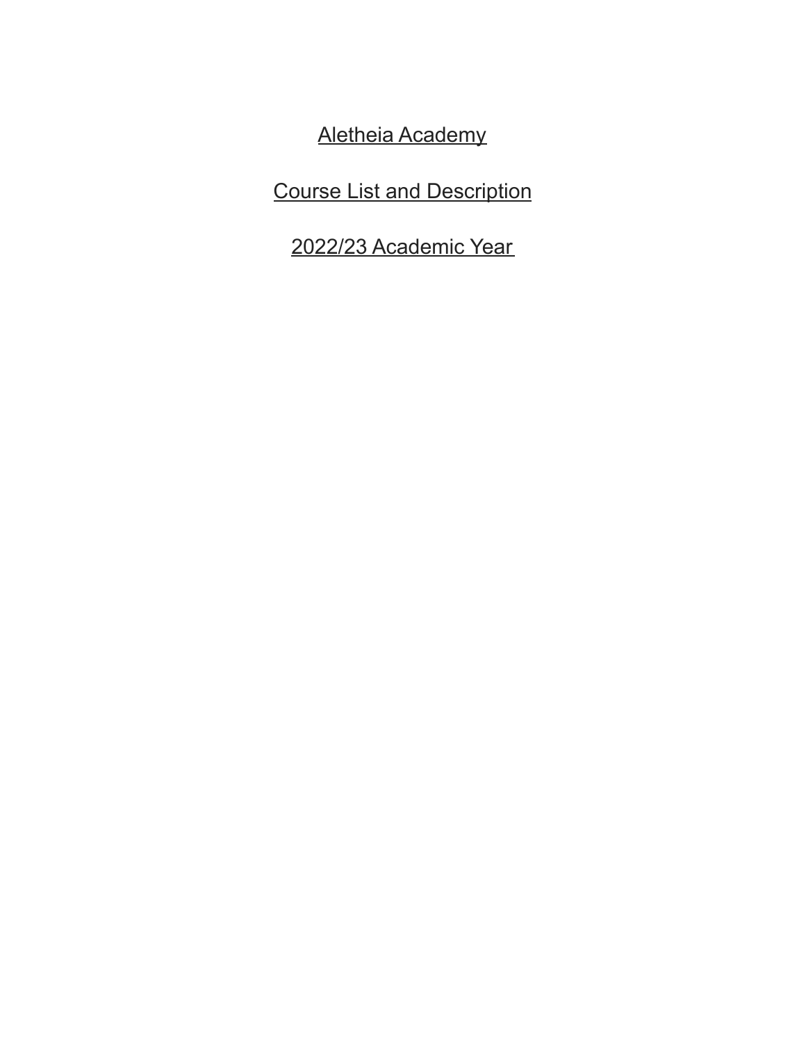# Aletheia Academy

## Course List and Description

## 2022/23 Academic Year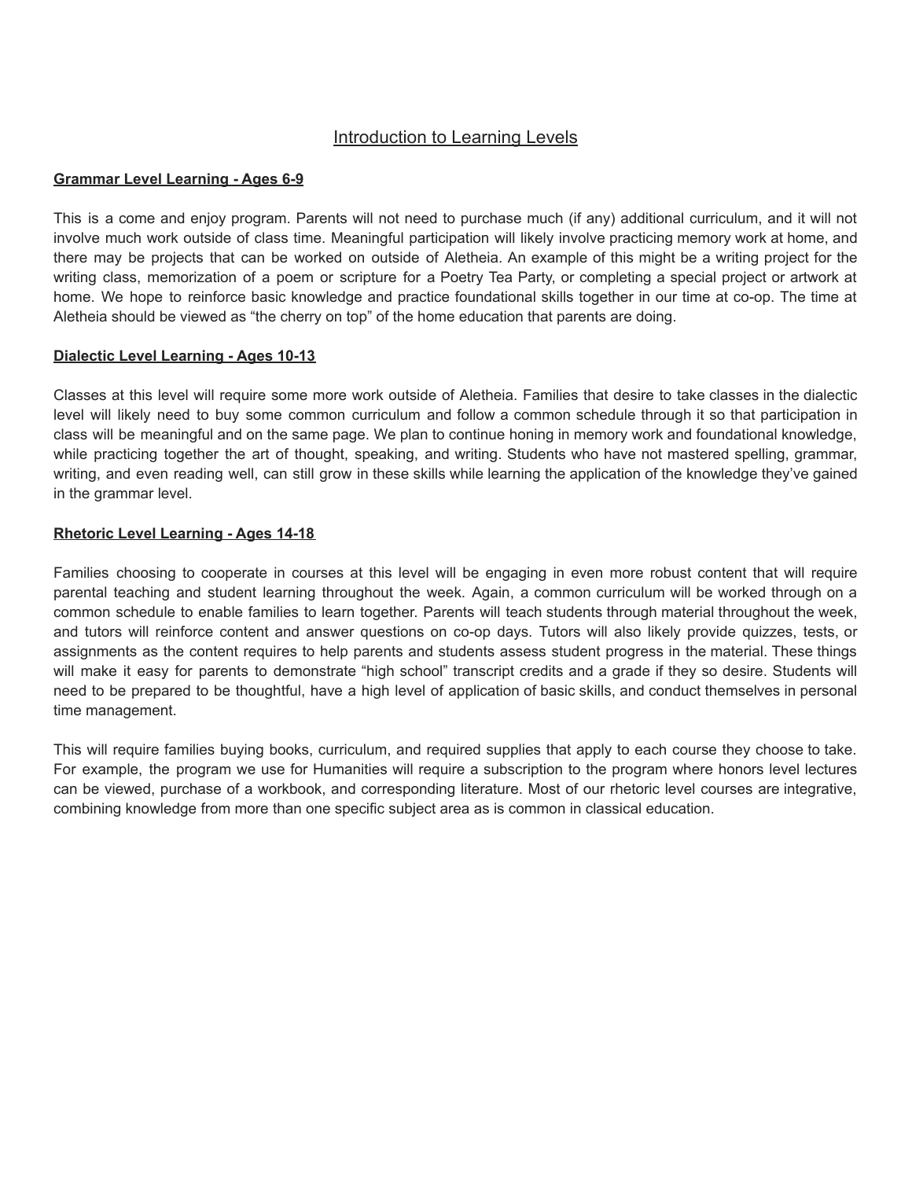## Introduction to Learning Levels

**Grammar Level Learning - Ages 6-9**

This is a come and enjoy program. Parents will not need to purchase much (if any) additional curriculum, and it will not involve much work outside of class time. Meaningful participation will likely involve practicing memory work at home, and there may be projects that can be worked on outside of Aletheia. An example of this might be a writing project for the writing class, memorization of a poem or scripture for a Poetry Tea Party, or completing a special project or artwork at home. We hope to reinforce basic knowledge and practice foundational skills together in our time at co-op. The time at Aletheia should be viewed as "the cherry on top" of the home education that parents are doing.

**Dialectic Level Learning - Ages 10-13**

Classes at this level will require some more work outside of Aletheia. Families that desire to take classes in the dialectic level will likely need to buy some common curriculum and follow a common schedule through it so that participation in class will be meaningful and on the same page. We plan to continue honing in memory work and foundational knowledge, while practicing together the art of thought, speaking, and writing. Students who have not mastered spelling, grammar, writing, and even reading well, can still grow in these skills while learning the application of the knowledge they've gained in the grammar level.

**Rhetoric Level Learning - Ages 14-18**

Families choosing to cooperate in courses at this level will be engaging in even more robust content that will require parental teaching and student learning throughout the week. Again, a common curriculum will be worked through on a common schedule to enable families to learn together. Parents will teach students through material throughout the week, and tutors will reinforce content and answer questions on co-op days. Tutors will also likely provide quizzes, tests, or assignments as the content requires to help parents and students assess student progress in the material. These things will make it easy for parents to demonstrate "high school" transcript credits and a grade if they so desire. Students will need to be prepared to be thoughtful, have a high level of application of basic skills, and conduct themselves in personal time management.

This will require families buying books, curriculum, and required supplies that apply to each course they choose to take. For example, the program we use for Humanities will require a subscription to the program where honors level lectures can be viewed, purchase of a workbook, and corresponding literature. Most of our rhetoric level courses are integrative, combining knowledge from more than one specific subject area as is common in classical education.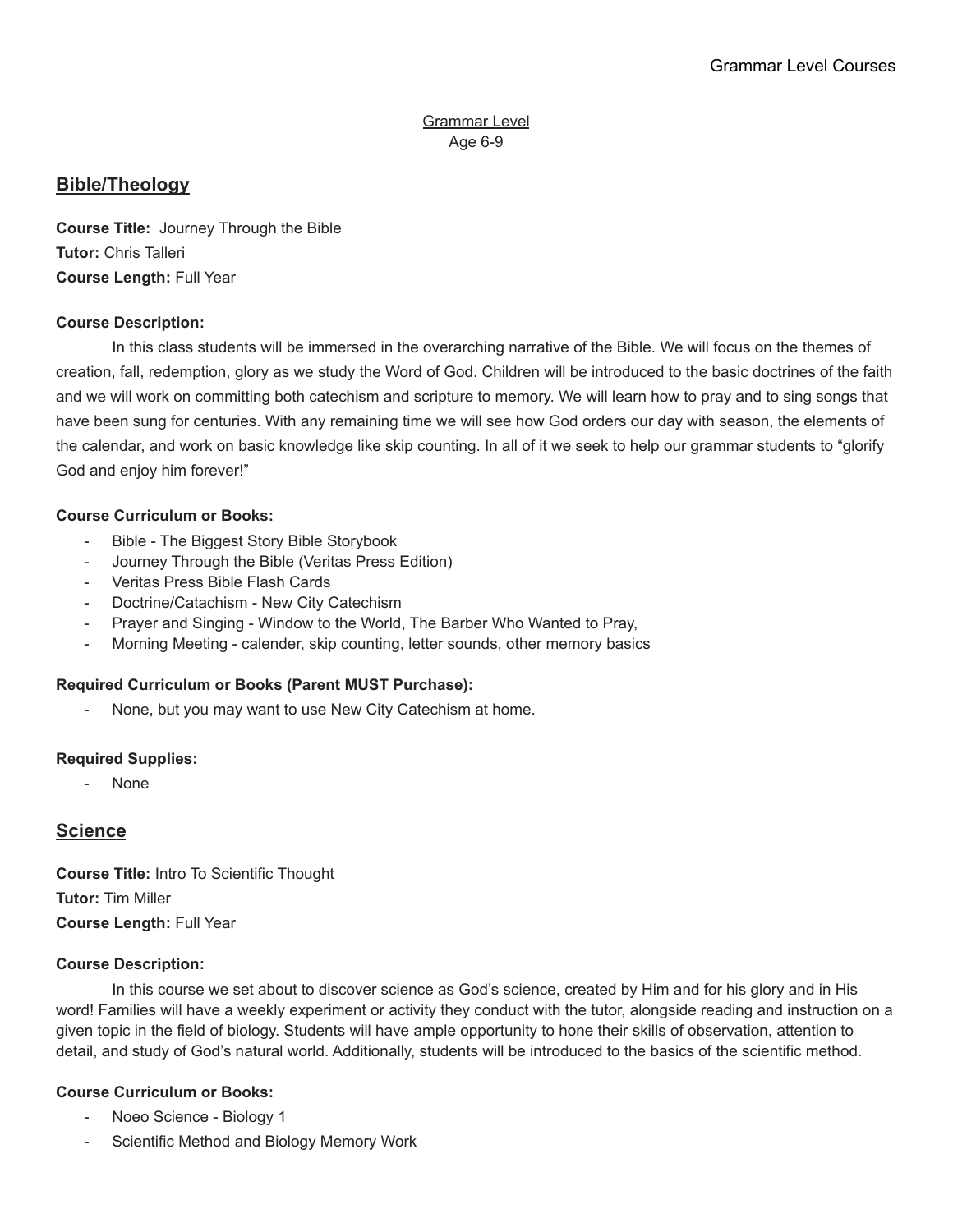Grammar Level
Age 6-9

## Bible/Theology

**Course Title:** Journey Through the Bible
**Tutor:** Chris Talleri
**Course Length:** Full Year

**Course Description:**

In this class students will be immersed in the overarching narrative of the Bible. We will focus on the themes of creation, fall, redemption, glory as we study the Word of God. Children will be introduced to the basic doctrines of the faith and we will work on committing both catechism and scripture to memory. We will learn how to pray and to sing songs that have been sung for centuries. With any remaining time we will see how God orders our day with season, the elements of the calendar, and work on basic knowledge like skip counting. In all of it we seek to help our grammar students to "glorify God and enjoy him forever!"

**Course Curriculum or Books:**

- Bible - The Biggest Story Bible Storybook
- Journey Through the Bible (Veritas Press Edition)
- Veritas Press Bible Flash Cards
- Doctrine/Catachism - New City Catechism
- Prayer and Singing - Window to the World, The Barber Who Wanted to Pray,
- Morning Meeting - calender, skip counting, letter sounds, other memory basics

**Required Curriculum or Books (Parent MUST Purchase):**

- None, but you may want to use New City Catechism at home.

**Required Supplies:**

- None

## Science

**Course Title:** Intro To Scientific Thought
**Tutor:** Tim Miller
**Course Length:** Full Year

**Course Description:**

In this course we set about to discover science as God's science, created by Him and for his glory and in His word! Families will have a weekly experiment or activity they conduct with the tutor, alongside reading and instruction on a given topic in the field of biology. Students will have ample opportunity to hone their skills of observation, attention to detail, and study of God's natural world. Additionally, students will be introduced to the basics of the scientific method.

**Course Curriculum or Books:**

- Noeo Science - Biology 1
- Scientific Method and Biology Memory Work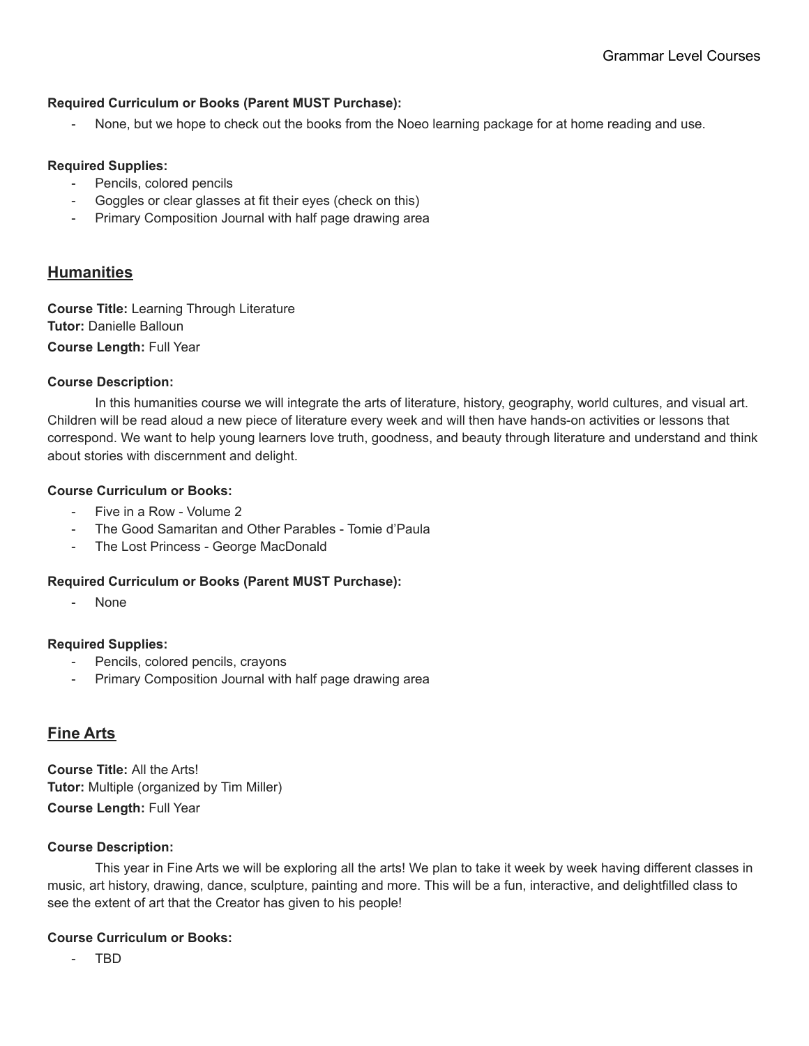**Required Curriculum or Books (Parent MUST Purchase):**

- None, but we hope to check out the books from the Noeo learning package for at home reading and use.

**Required Supplies:**

- Pencils, colored pencils
- Goggles or clear glasses at fit their eyes (check on this)
- Primary Composition Journal with half page drawing area

## Humanities

**Course Title:** Learning Through Literature
**Tutor:** Danielle Balloun
**Course Length:** Full Year

**Course Description:**

In this humanities course we will integrate the arts of literature, history, geography, world cultures, and visual art. Children will be read aloud a new piece of literature every week and will then have hands-on activities or lessons that correspond. We want to help young learners love truth, goodness, and beauty through literature and understand and think about stories with discernment and delight.

**Course Curriculum or Books:**

- Five in a Row - Volume 2
- The Good Samaritan and Other Parables - Tomie d'Paula
- The Lost Princess - George MacDonald

**Required Curriculum or Books (Parent MUST Purchase):**

- None

**Required Supplies:**

- Pencils, colored pencils, crayons
- Primary Composition Journal with half page drawing area

## Fine Arts

**Course Title:** All the Arts!
**Tutor:** Multiple (organized by Tim Miller)
**Course Length:** Full Year

**Course Description:**

This year in Fine Arts we will be exploring all the arts! We plan to take it week by week having different classes in music, art history, drawing, dance, sculpture, painting and more. This will be a fun, interactive, and delightfilled class to see the extent of art that the Creator has given to his people!

**Course Curriculum or Books:**

- TBD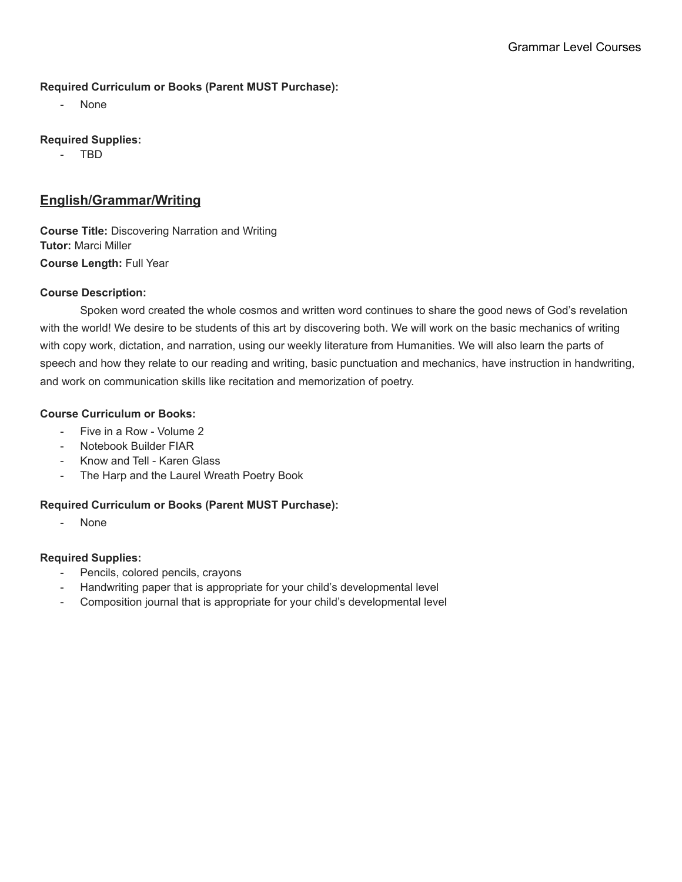**Required Curriculum or Books (Parent MUST Purchase):**

- None

**Required Supplies:**

- TBD

## English/Grammar/Writing

**Course Title:** Discovering Narration and Writing
**Tutor:** Marci Miller
**Course Length:** Full Year

**Course Description:**

Spoken word created the whole cosmos and written word continues to share the good news of God's revelation with the world! We desire to be students of this art by discovering both. We will work on the basic mechanics of writing with copy work, dictation, and narration, using our weekly literature from Humanities. We will also learn the parts of speech and how they relate to our reading and writing, basic punctuation and mechanics, have instruction in handwriting, and work on communication skills like recitation and memorization of poetry.

**Course Curriculum or Books:**

- Five in a Row - Volume 2
- Notebook Builder FIAR
- Know and Tell - Karen Glass
- The Harp and the Laurel Wreath Poetry Book

**Required Curriculum or Books (Parent MUST Purchase):**

- None

**Required Supplies:**

- Pencils, colored pencils, crayons
- Handwriting paper that is appropriate for your child's developmental level
- Composition journal that is appropriate for your child's developmental level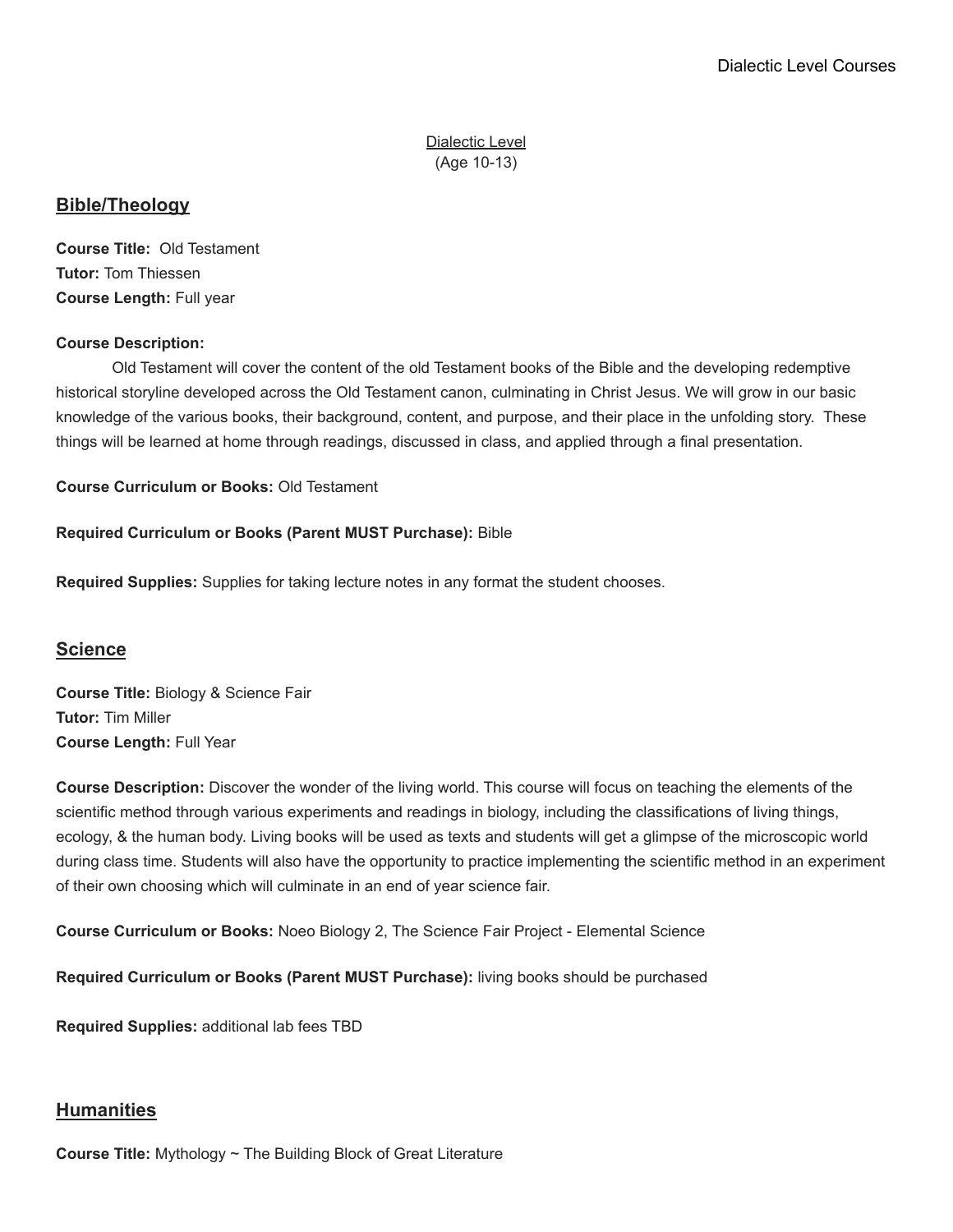Dialectic Level
(Age 10-13)

## Bible/Theology

**Course Title:** Old Testament
**Tutor:** Tom Thiessen
**Course Length:** Full year

**Course Description:**

Old Testament will cover the content of the old Testament books of the Bible and the developing redemptive historical storyline developed across the Old Testament canon, culminating in Christ Jesus. We will grow in our basic knowledge of the various books, their background, content, and purpose, and their place in the unfolding story. These things will be learned at home through readings, discussed in class, and applied through a final presentation.

**Course Curriculum or Books:** Old Testament

**Required Curriculum or Books (Parent MUST Purchase):** Bible

**Required Supplies:** Supplies for taking lecture notes in any format the student chooses.

## Science

**Course Title:** Biology & Science Fair
**Tutor:** Tim Miller
**Course Length:** Full Year

**Course Description:** Discover the wonder of the living world. This course will focus on teaching the elements of the scientific method through various experiments and readings in biology, including the classifications of living things, ecology, & the human body. Living books will be used as texts and students will get a glimpse of the microscopic world during class time. Students will also have the opportunity to practice implementing the scientific method in an experiment of their own choosing which will culminate in an end of year science fair.

**Course Curriculum or Books:** Noeo Biology 2, The Science Fair Project - Elemental Science

**Required Curriculum or Books (Parent MUST Purchase):** living books should be purchased

**Required Supplies:** additional lab fees TBD

## Humanities

**Course Title:** Mythology ~ The Building Block of Great Literature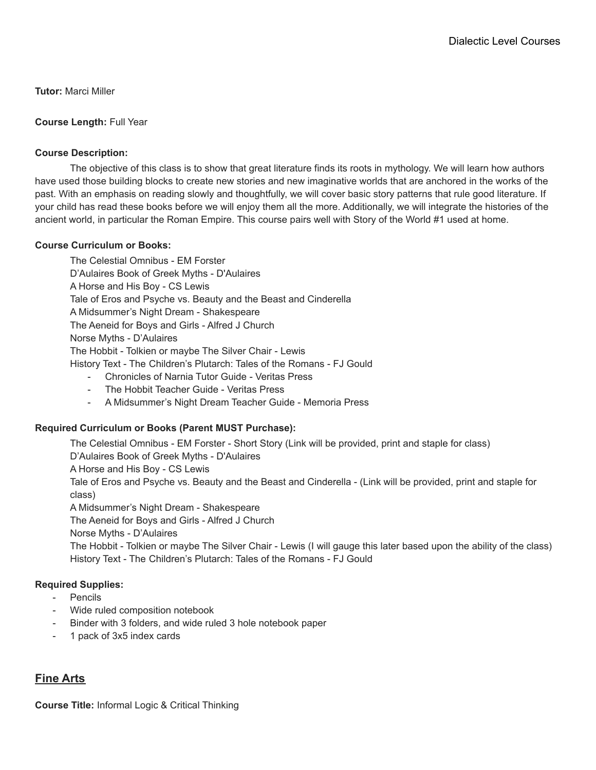**Tutor:** Marci Miller

**Course Length:** Full Year

**Course Description:**

The objective of this class is to show that great literature finds its roots in mythology. We will learn how authors have used those building blocks to create new stories and new imaginative worlds that are anchored in the works of the past. With an emphasis on reading slowly and thoughtfully, we will cover basic story patterns that rule good literature. If your child has read these books before we will enjoy them all the more. Additionally, we will integrate the histories of the ancient world, in particular the Roman Empire. This course pairs well with Story of the World #1 used at home.

**Course Curriculum or Books:**

The Celestial Omnibus - EM Forster
D'Aulaires Book of Greek Myths - D'Aulaires
A Horse and His Boy - CS Lewis
Tale of Eros and Psyche vs. Beauty and the Beast and Cinderella
A Midsummer's Night Dream - Shakespeare
The Aeneid for Boys and Girls - Alfred J Church
Norse Myths - D'Aulaires
The Hobbit - Tolkien or maybe The Silver Chair - Lewis
History Text - The Children's Plutarch: Tales of the Romans - FJ Gould

- Chronicles of Narnia Tutor Guide - Veritas Press
- The Hobbit Teacher Guide - Veritas Press
- A Midsummer's Night Dream Teacher Guide - Memoria Press

**Required Curriculum or Books (Parent MUST Purchase):**

The Celestial Omnibus - EM Forster - Short Story (Link will be provided, print and staple for class)
D'Aulaires Book of Greek Myths - D'Aulaires
A Horse and His Boy - CS Lewis
Tale of Eros and Psyche vs. Beauty and the Beast and Cinderella - (Link will be provided, print and staple for class)
A Midsummer's Night Dream - Shakespeare
The Aeneid for Boys and Girls - Alfred J Church
Norse Myths - D'Aulaires
The Hobbit - Tolkien or maybe The Silver Chair - Lewis (I will gauge this later based upon the ability of the class)
History Text - The Children's Plutarch: Tales of the Romans - FJ Gould

**Required Supplies:**

- Pencils
- Wide ruled composition notebook
- Binder with 3 folders, and wide ruled 3 hole notebook paper
- 1 pack of 3x5 index cards

## <u>Fine Arts</u>

**Course Title:** Informal Logic & Critical Thinking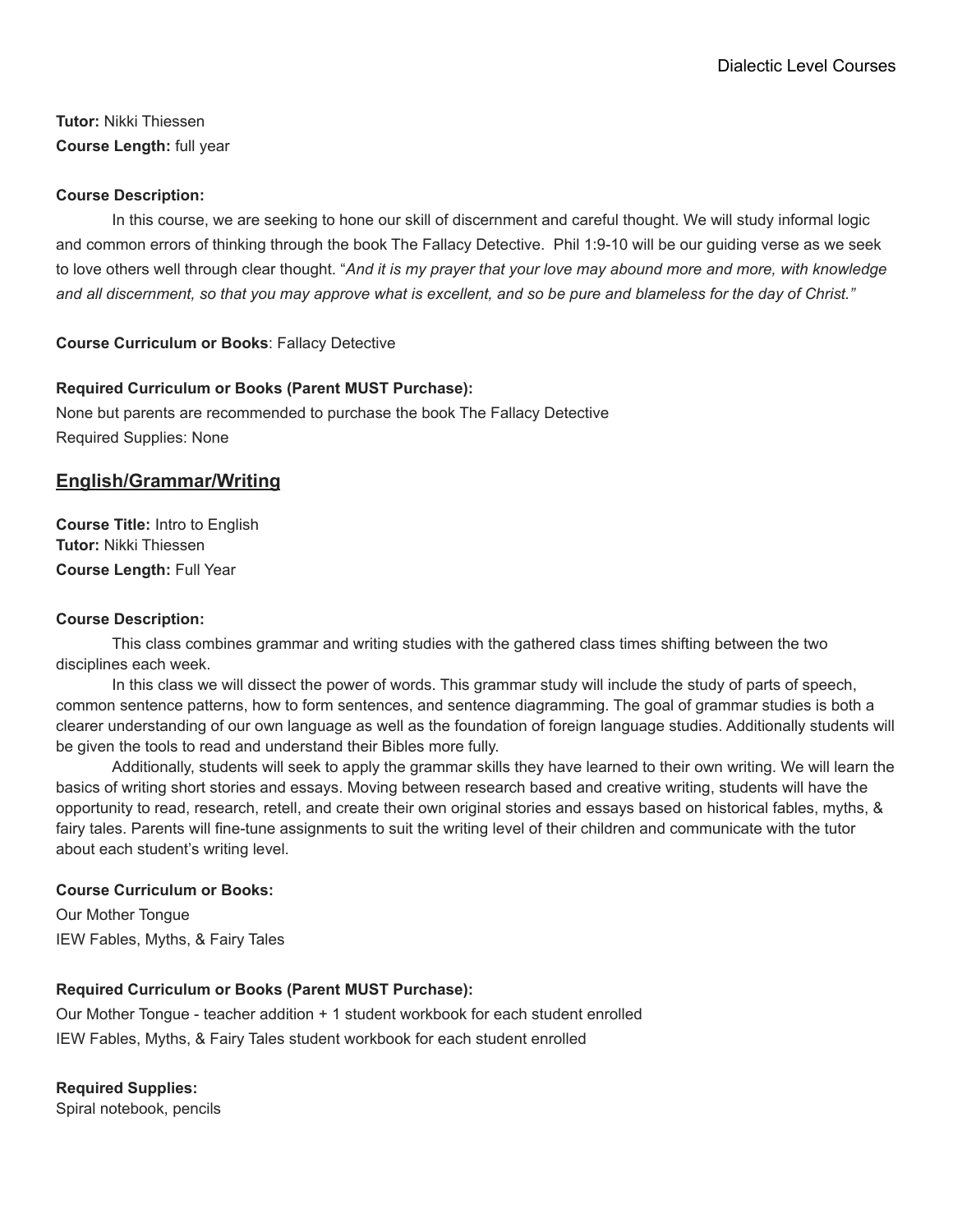**Tutor:** Nikki Thiessen
**Course Length:** full year

**Course Description:**

In this course, we are seeking to hone our skill of discernment and careful thought. We will study informal logic and common errors of thinking through the book The Fallacy Detective. Phil 1:9-10 will be our guiding verse as we seek to love others well through clear thought. "*And it is my prayer that your love may abound more and more, with knowledge and all discernment, so that you may approve what is excellent, and so be pure and blameless for the day of Christ.*"

**Course Curriculum or Books**: Fallacy Detective

**Required Curriculum or Books (Parent MUST Purchase):**
None but parents are recommended to purchase the book The Fallacy Detective
Required Supplies: None

## English/Grammar/Writing

**Course Title:** Intro to English
**Tutor:** Nikki Thiessen
**Course Length:** Full Year

**Course Description:**

This class combines grammar and writing studies with the gathered class times shifting between the two disciplines each week.

In this class we will dissect the power of words. This grammar study will include the study of parts of speech, common sentence patterns, how to form sentences, and sentence diagramming. The goal of grammar studies is both a clearer understanding of our own language as well as the foundation of foreign language studies. Additionally students will be given the tools to read and understand their Bibles more fully.

Additionally, students will seek to apply the grammar skills they have learned to their own writing. We will learn the basics of writing short stories and essays. Moving between research based and creative writing, students will have the opportunity to read, research, retell, and create their own original stories and essays based on historical fables, myths, & fairy tales. Parents will fine-tune assignments to suit the writing level of their children and communicate with the tutor about each student's writing level.

**Course Curriculum or Books:**
Our Mother Tongue
IEW Fables, Myths, & Fairy Tales

**Required Curriculum or Books (Parent MUST Purchase):**
Our Mother Tongue - teacher addition + 1 student workbook for each student enrolled
IEW Fables, Myths, & Fairy Tales student workbook for each student enrolled

**Required Supplies:**
Spiral notebook, pencils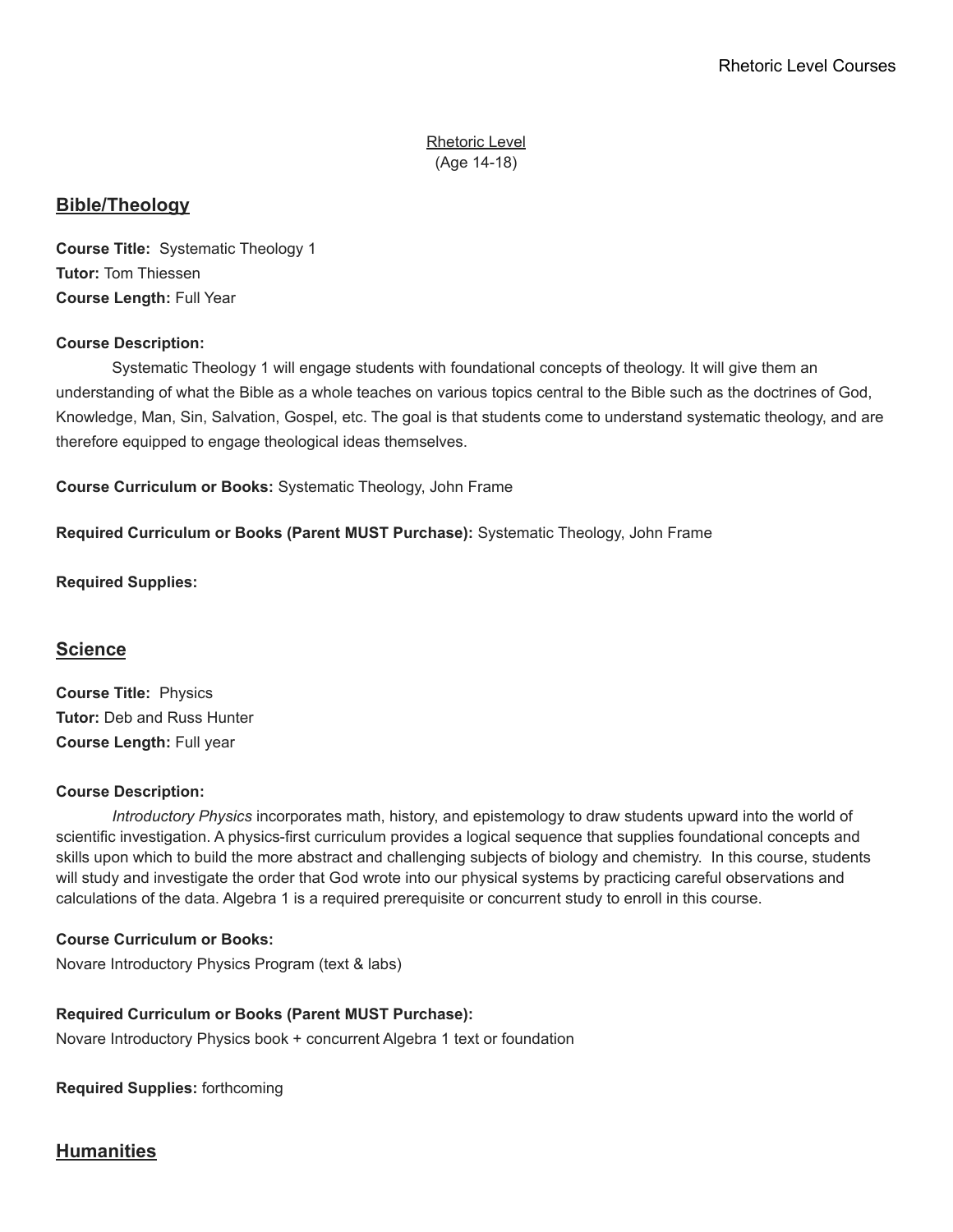Rhetoric Level
(Age 14-18)

## Bible/Theology

**Course Title:** Systematic Theology 1
**Tutor:** Tom Thiessen
**Course Length:** Full Year

**Course Description:**

Systematic Theology 1 will engage students with foundational concepts of theology. It will give them an understanding of what the Bible as a whole teaches on various topics central to the Bible such as the doctrines of God, Knowledge, Man, Sin, Salvation, Gospel, etc. The goal is that students come to understand systematic theology, and are therefore equipped to engage theological ideas themselves.

**Course Curriculum or Books:** Systematic Theology, John Frame

**Required Curriculum or Books (Parent MUST Purchase):** Systematic Theology, John Frame

**Required Supplies:**

## Science

**Course Title:** Physics
**Tutor:** Deb and Russ Hunter
**Course Length:** Full year

**Course Description:**

*Introductory Physics* incorporates math, history, and epistemology to draw students upward into the world of scientific investigation. A physics-first curriculum provides a logical sequence that supplies foundational concepts and skills upon which to build the more abstract and challenging subjects of biology and chemistry. In this course, students will study and investigate the order that God wrote into our physical systems by practicing careful observations and calculations of the data. Algebra 1 is a required prerequisite or concurrent study to enroll in this course.

**Course Curriculum or Books:**
Novare Introductory Physics Program (text & labs)

**Required Curriculum or Books (Parent MUST Purchase):**
Novare Introductory Physics book + concurrent Algebra 1 text or foundation

**Required Supplies:** forthcoming

## Humanities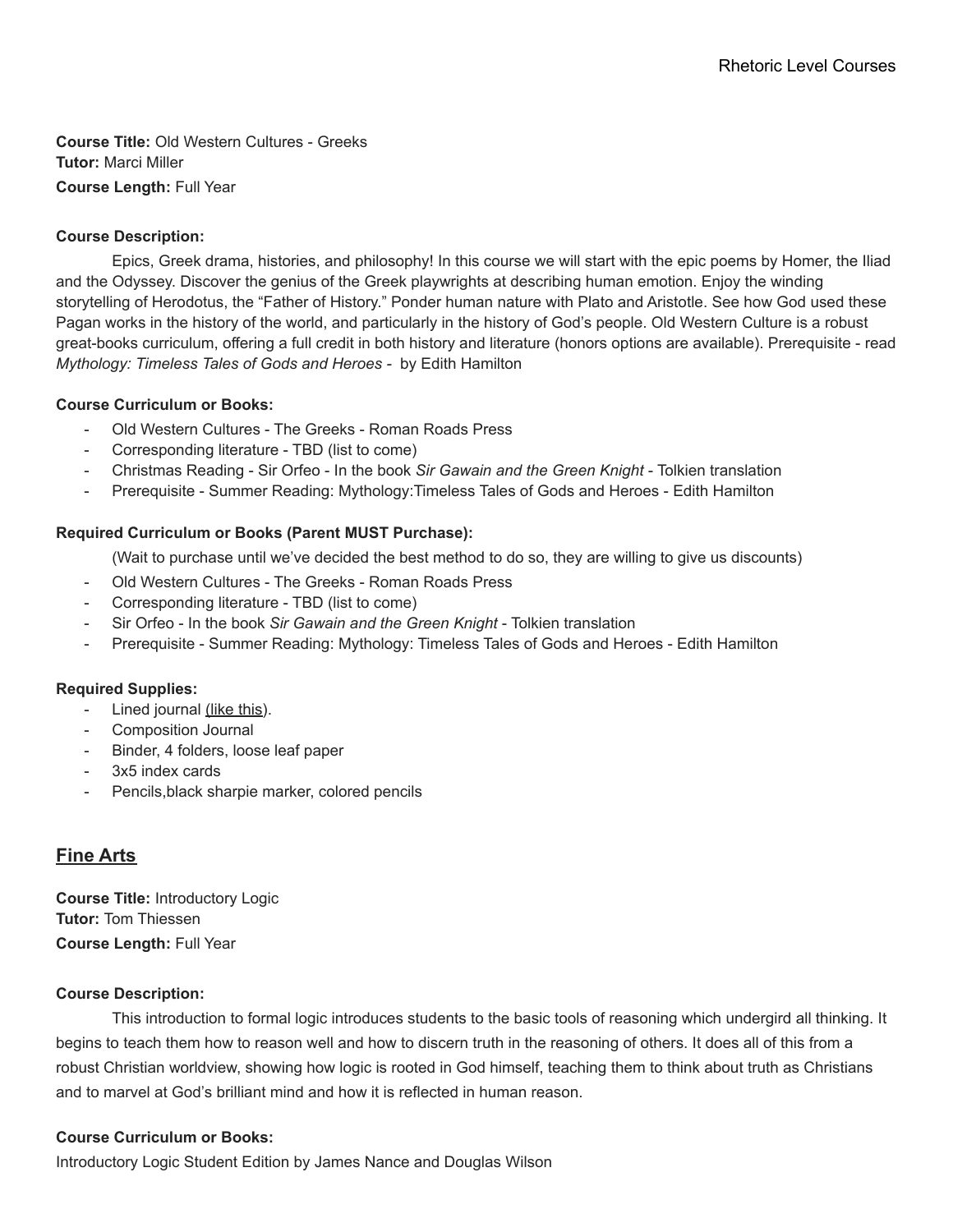**Course Title:** Old Western Cultures - Greeks
**Tutor:** Marci Miller
**Course Length:** Full Year

**Course Description:**

Epics, Greek drama, histories, and philosophy! In this course we will start with the epic poems by Homer, the Iliad and the Odyssey. Discover the genius of the Greek playwrights at describing human emotion. Enjoy the winding storytelling of Herodotus, the "Father of History." Ponder human nature with Plato and Aristotle. See how God used these Pagan works in the history of the world, and particularly in the history of God's people. Old Western Culture is a robust great-books curriculum, offering a full credit in both history and literature (honors options are available). Prerequisite - read *Mythology: Timeless Tales of Gods and Heroes* - by Edith Hamilton

**Course Curriculum or Books:**

- Old Western Cultures - The Greeks - Roman Roads Press
- Corresponding literature - TBD (list to come)
- Christmas Reading - Sir Orfeo - In the book *Sir Gawain and the Green Knight* - Tolkien translation
- Prerequisite - Summer Reading: Mythology:Timeless Tales of Gods and Heroes - Edith Hamilton

**Required Curriculum or Books (Parent MUST Purchase):**

(Wait to purchase until we've decided the best method to do so, they are willing to give us discounts)

- Old Western Cultures - The Greeks - Roman Roads Press
- Corresponding literature - TBD (list to come)
- Sir Orfeo - In the book *Sir Gawain and the Green Knight* - Tolkien translation
- Prerequisite - Summer Reading: Mythology: Timeless Tales of Gods and Heroes - Edith Hamilton

**Required Supplies:**

- Lined journal (like this).
- Composition Journal
- Binder, 4 folders, loose leaf paper
- 3x5 index cards
- Pencils,black sharpie marker, colored pencils

## Fine Arts

**Course Title:** Introductory Logic
**Tutor:** Tom Thiessen
**Course Length:** Full Year

**Course Description:**

This introduction to formal logic introduces students to the basic tools of reasoning which undergird all thinking. It begins to teach them how to reason well and how to discern truth in the reasoning of others. It does all of this from a robust Christian worldview, showing how logic is rooted in God himself, teaching them to think about truth as Christians and to marvel at God's brilliant mind and how it is reflected in human reason.

**Course Curriculum or Books:**

Introductory Logic Student Edition by James Nance and Douglas Wilson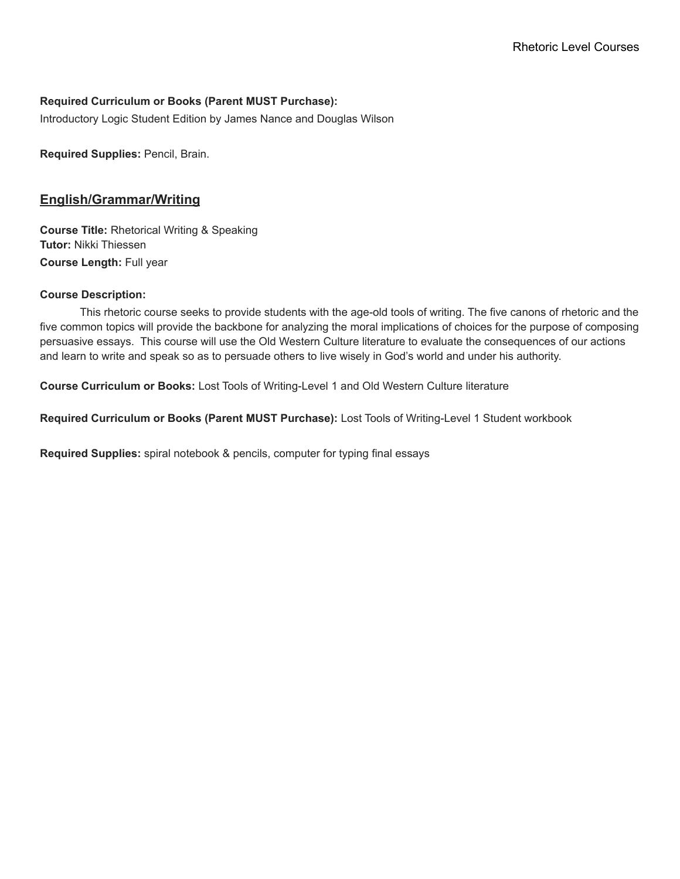**Required Curriculum or Books (Parent MUST Purchase):**
Introductory Logic Student Edition by James Nance and Douglas Wilson

**Required Supplies:** Pencil, Brain.

## English/Grammar/Writing

**Course Title:** Rhetorical Writing & Speaking
**Tutor:** Nikki Thiessen
**Course Length:** Full year

**Course Description:**

This rhetoric course seeks to provide students with the age-old tools of writing. The five canons of rhetoric and the five common topics will provide the backbone for analyzing the moral implications of choices for the purpose of composing persuasive essays. This course will use the Old Western Culture literature to evaluate the consequences of our actions and learn to write and speak so as to persuade others to live wisely in God's world and under his authority.

**Course Curriculum or Books:** Lost Tools of Writing-Level 1 and Old Western Culture literature

**Required Curriculum or Books (Parent MUST Purchase):** Lost Tools of Writing-Level 1 Student workbook

**Required Supplies:** spiral notebook & pencils, computer for typing final essays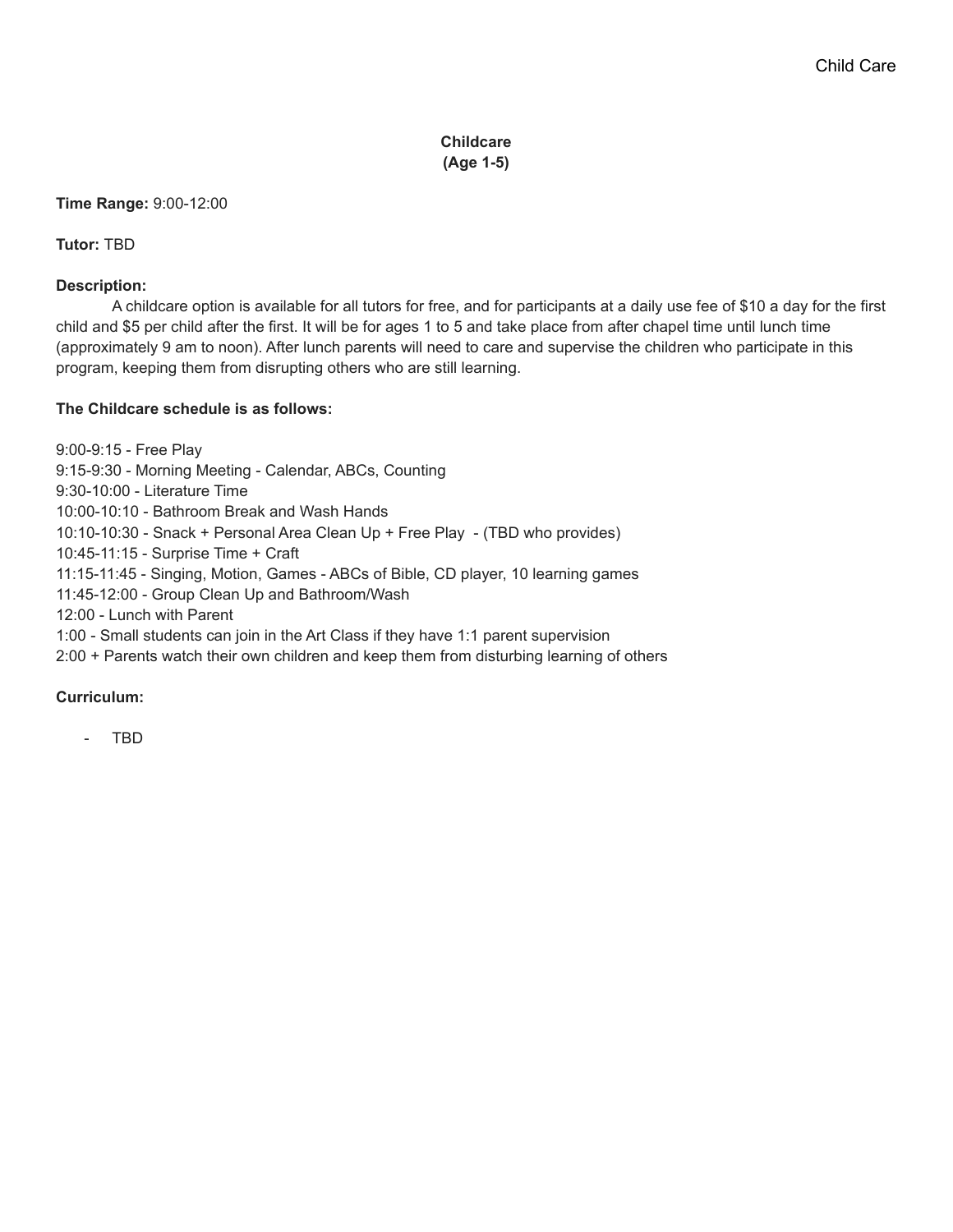## Childcare
## (Age 1-5)

**Time Range:** 9:00-12:00

**Tutor:** TBD

**Description:**

A childcare option is available for all tutors for free, and for participants at a daily use fee of $10 a day for the first child and $5 per child after the first. It will be for ages 1 to 5 and take place from after chapel time until lunch time (approximately 9 am to noon). After lunch parents will need to care and supervise the children who participate in this program, keeping them from disrupting others who are still learning.

**The Childcare schedule is as follows:**

9:00-9:15 - Free Play
9:15-9:30 - Morning Meeting - Calendar, ABCs, Counting
9:30-10:00 - Literature Time
10:00-10:10 - Bathroom Break and Wash Hands
10:10-10:30 - Snack + Personal Area Clean Up + Free Play - (TBD who provides)
10:45-11:15 - Surprise Time + Craft
11:15-11:45 - Singing, Motion, Games - ABCs of Bible, CD player, 10 learning games
11:45-12:00 - Group Clean Up and Bathroom/Wash
12:00 - Lunch with Parent
1:00 - Small students can join in the Art Class if they have 1:1 parent supervision
2:00 + Parents watch their own children and keep them from disturbing learning of others

**Curriculum:**

- TBD